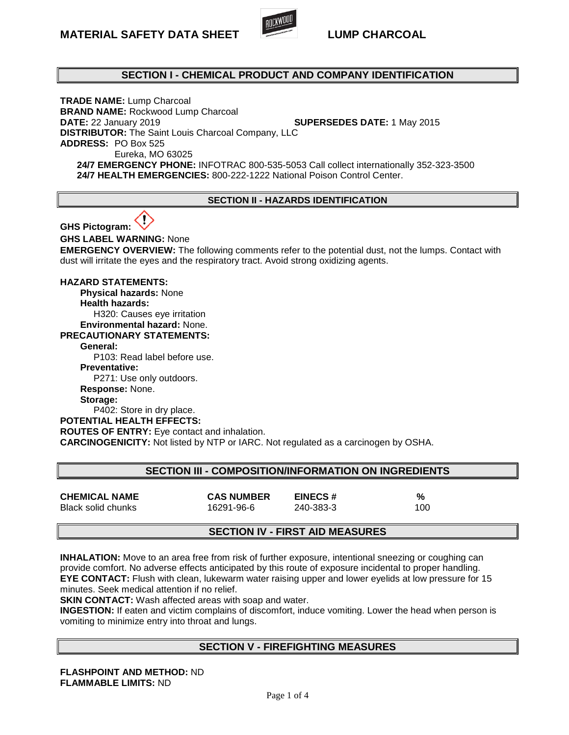# MATERIAL SAFETY DATA SHEET — LUMP CHARCOAL

## SECTION I - CHEMICAL PRODUCT AND COMPANY IDENTIFICATION

**TRADE NAME:** Lump Charcoal
**BRAND NAME:** Rockwood Lump Charcoal
**DATE:** 22 January 2019 **SUPERSEDES DATE:** 1 May 2015
**DISTRIBUTOR:** The Saint Louis Charcoal Company, LLC
**ADDRESS:** PO Box 525
Eureka, MO 63025
**24/7 EMERGENCY PHONE:** INFOTRAC 800-535-5053 Call collect internationally 352-323-3500
**24/7 HEALTH EMERGENCIES:** 800-222-1222 National Poison Control Center.

## SECTION II - HAZARDS IDENTIFICATION

**GHS Pictogram:**

**GHS LABEL WARNING:** None
**EMERGENCY OVERVIEW:** The following comments refer to the potential dust, not the lumps. Contact with dust will irritate the eyes and the respiratory tract. Avoid strong oxidizing agents.

**HAZARD STATEMENTS:**
- **Physical hazards:** None
- **Health hazards:**
  - H320: Causes eye irritation
- **Environmental hazard:** None.

**PRECAUTIONARY STATEMENTS:**
- **General:**
  - P103: Read label before use.
- **Preventative:**
  - P271: Use only outdoors.
- **Response:** None.
- **Storage:**
  - P402: Store in dry place.

**POTENTIAL HEALTH EFFECTS:**
**ROUTES OF ENTRY:** Eye contact and inhalation.
**CARCINOGENICITY:** Not listed by NTP or IARC. Not regulated as a carcinogen by OSHA.

## SECTION III - COMPOSITION/INFORMATION ON INGREDIENTS

| CHEMICAL NAME | CAS NUMBER | EINECS # | % |
|---|---|---|---|
| Black solid chunks | 16291-96-6 | 240-383-3 | 100 |

## SECTION IV - FIRST AID MEASURES

**INHALATION:** Move to an area free from risk of further exposure, intentional sneezing or coughing can provide comfort. No adverse effects anticipated by this route of exposure incidental to proper handling.
**EYE CONTACT:** Flush with clean, lukewarm water raising upper and lower eyelids at low pressure for 15 minutes. Seek medical attention if no relief.
**SKIN CONTACT:** Wash affected areas with soap and water.
**INGESTION:** If eaten and victim complains of discomfort, induce vomiting. Lower the head when person is vomiting to minimize entry into throat and lungs.

## SECTION V - FIREFIGHTING MEASURES

**FLASHPOINT AND METHOD:** ND
**FLAMMABLE LIMITS:** ND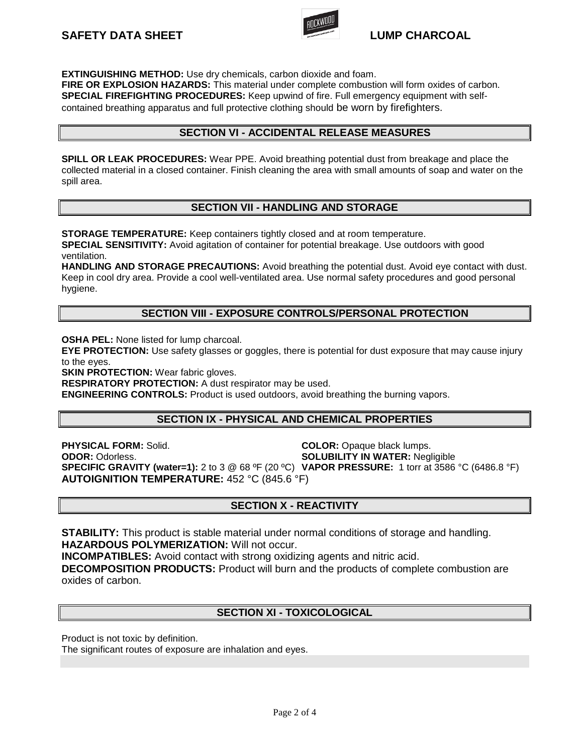**EXTINGUISHING METHOD:** Use dry chemicals, carbon dioxide and foam.
**FIRE OR EXPLOSION HAZARDS:** This material under complete combustion will form oxides of carbon.
**SPECIAL FIREFIGHTING PROCEDURES:** Keep upwind of fire. Full emergency equipment with self-contained breathing apparatus and full protective clothing should be worn by firefighters.

## SECTION VI - ACCIDENTAL RELEASE MEASURES

**SPILL OR LEAK PROCEDURES:** Wear PPE. Avoid breathing potential dust from breakage and place the collected material in a closed container. Finish cleaning the area with small amounts of soap and water on the spill area.

## SECTION VII - HANDLING AND STORAGE

**STORAGE TEMPERATURE:** Keep containers tightly closed and at room temperature.
**SPECIAL SENSITIVITY:** Avoid agitation of container for potential breakage. Use outdoors with good ventilation.
**HANDLING AND STORAGE PRECAUTIONS:** Avoid breathing the potential dust. Avoid eye contact with dust. Keep in cool dry area. Provide a cool well-ventilated area. Use normal safety procedures and good personal hygiene.

## SECTION VIII - EXPOSURE CONTROLS/PERSONAL PROTECTION

**OSHA PEL:** None listed for lump charcoal.
**EYE PROTECTION:** Use safety glasses or goggles, there is potential for dust exposure that may cause injury to the eyes.
**SKIN PROTECTION:** Wear fabric gloves.
**RESPIRATORY PROTECTION:** A dust respirator may be used.
**ENGINEERING CONTROLS:** Product is used outdoors, avoid breathing the burning vapors.

## SECTION IX - PHYSICAL AND CHEMICAL PROPERTIES

**PHYSICAL FORM:** Solid.
**COLOR:** Opaque black lumps.
**ODOR:** Odorless.
**SOLUBILITY IN WATER:** Negligible
**SPECIFIC GRAVITY (water=1):** 2 to 3 @ 68 ºF (20 ºC)
**VAPOR PRESSURE:** 1 torr at 3586 °C (6486.8 °F)
**AUTOIGNITION TEMPERATURE:** 452 °C (845.6 °F)

## SECTION X - REACTIVITY

**STABILITY:** This product is stable material under normal conditions of storage and handling.
**HAZARDOUS POLYMERIZATION:** Will not occur.
**INCOMPATIBLES:** Avoid contact with strong oxidizing agents and nitric acid.
**DECOMPOSITION PRODUCTS:** Product will burn and the products of complete combustion are oxides of carbon.

## SECTION XI - TOXICOLOGICAL

Product is not toxic by definition.
The significant routes of exposure are inhalation and eyes.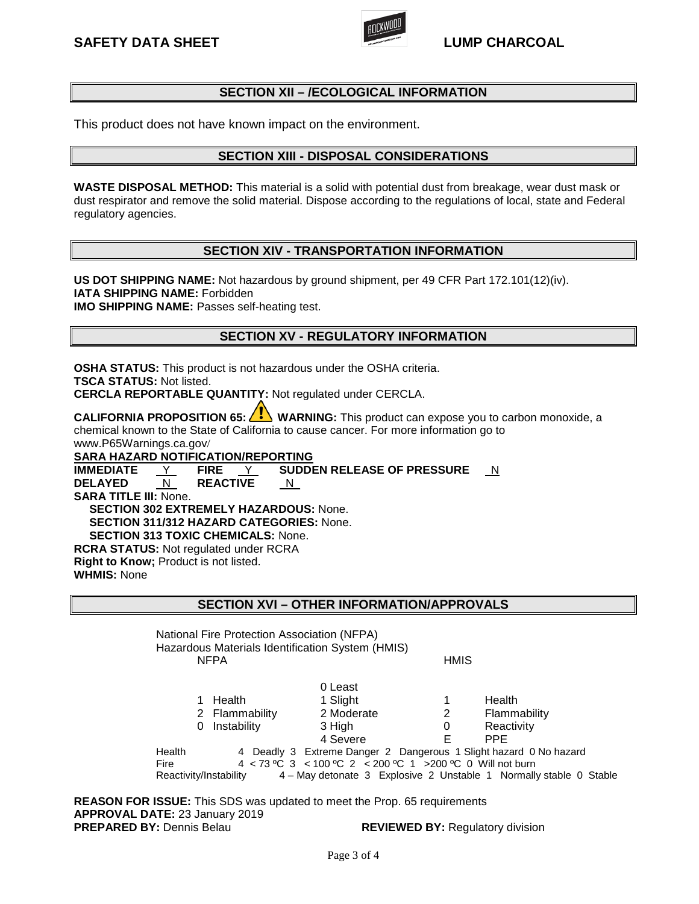## SECTION XII – /ECOLOGICAL INFORMATION

This product does not have known impact on the environment.

## SECTION XIII - DISPOSAL CONSIDERATIONS

**WASTE DISPOSAL METHOD:** This material is a solid with potential dust from breakage, wear dust mask or dust respirator and remove the solid material. Dispose according to the regulations of local, state and Federal regulatory agencies.

## SECTION XIV - TRANSPORTATION INFORMATION

**US DOT SHIPPING NAME:** Not hazardous by ground shipment, per 49 CFR Part 172.101(12)(iv).
**IATA SHIPPING NAME:** Forbidden
**IMO SHIPPING NAME:** Passes self-heating test.

## SECTION XV - REGULATORY INFORMATION

**OSHA STATUS:** This product is not hazardous under the OSHA criteria.
**TSCA STATUS:** Not listed.
**CERCLA REPORTABLE QUANTITY:** Not regulated under CERCLA.

**CALIFORNIA PROPOSITION 65:** ⚠ **WARNING:** This product can expose you to carbon monoxide, a chemical known to the State of California to cause cancer. For more information go to www.P65Warnings.ca.gov/

**SARA HAZARD NOTIFICATION/REPORTING**

| | | | | | |
|---|---|---|---|---|---|
| **IMMEDIATE** | Y | **FIRE** | Y | **SUDDEN RELEASE OF PRESSURE** | N |
| **DELAYED** | N | **REACTIVE** | N | | |

**SARA TITLE III:** None.
- **SECTION 302 EXTREMELY HAZARDOUS:** None.
- **SECTION 311/312 HAZARD CATEGORIES:** None.
- **SECTION 313 TOXIC CHEMICALS:** None.

**RCRA STATUS:** Not regulated under RCRA
**Right to Know;** Product is not listed.
**WHMIS:** None

## SECTION XVI – OTHER INFORMATION/APPROVALS

National Fire Protection Association (NFPA)
Hazardous Materials Identification System (HMIS)

| NFPA | | | HMIS | |
|---|---|---|---|---|
| | | 0 Least | | |
| 1 | Health | 1 Slight | 1 | Health |
| 2 | Flammability | 2 Moderate | 2 | Flammability |
| 0 | Instability | 3 High | 0 | Reactivity |
| | | 4 Severe | E | PPE |

Health: 4 Deadly 3 Extreme Danger 2 Dangerous 1 Slight hazard 0 No hazard
Fire: 4 < 73 ºC 3 < 100 ºC 2 < 200 ºC 1 >200 ºC 0 Will not burn
Reactivity/Instability: 4 – May detonate 3 Explosive 2 Unstable 1 Normally stable 0 Stable

**REASON FOR ISSUE:** This SDS was updated to meet the Prop. 65 requirements
**APPROVAL DATE:** 23 January 2019
**PREPARED BY:** Dennis Belau **REVIEWED BY:** Regulatory division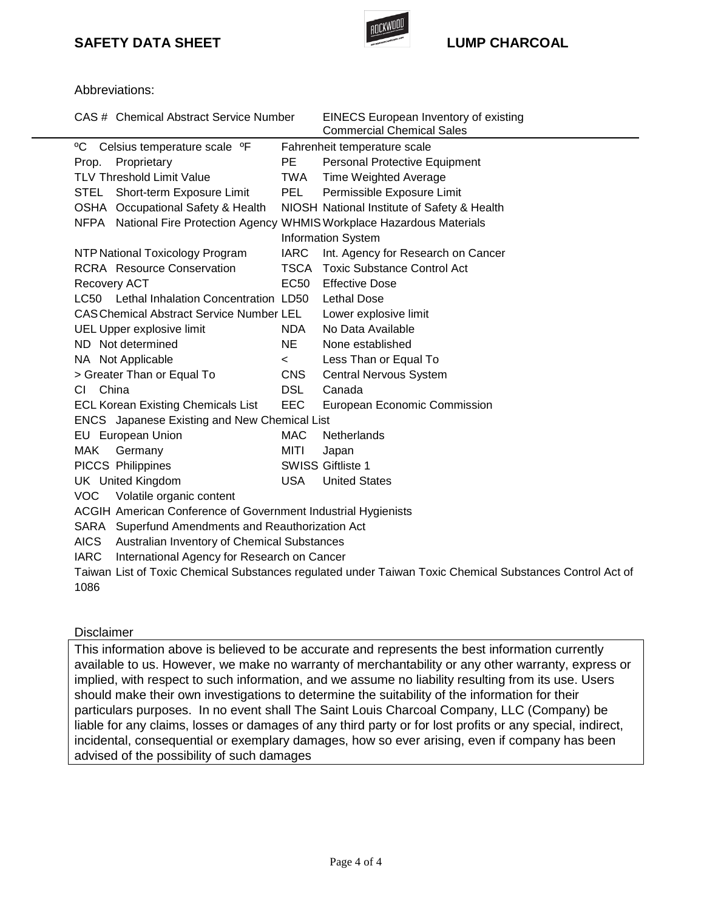Abbreviations:

| | | | |
|---|---|---|---|
| CAS # | Chemical Abstract Service Number | EINECS | European Inventory of existing Commercial Chemical Sales |
| ºC | Celsius temperature scale | ºF | Fahrenheit temperature scale |
| Prop. | Proprietary | PE | Personal Protective Equipment |
| TLV | Threshold Limit Value | TWA | Time Weighted Average |
| STEL | Short-term Exposure Limit | PEL | Permissible Exposure Limit |
| OSHA | Occupational Safety & Health | NIOSH | National Institute of Safety & Health |
| NFPA | National Fire Protection Agency | WHMIS | Workplace Hazardous Materials Information System |
| NTP | National Toxicology Program | IARC | Int. Agency for Research on Cancer |
| RCRA | Resource Conservation Recovery ACT | TSCA | Toxic Substance Control Act |
| | | EC50 | Effective Dose |
| LC50 | Lethal Inhalation Concentration | LD50 | Lethal Dose |
| CAS | Chemical Abstract Service Number | LEL | Lower explosive limit |
| UEL | Upper explosive limit | NDA | No Data Available |
| ND | Not determined | NE | None established |
| NA | Not Applicable | < | Less Than or Equal To |
| > | Greater Than or Equal To | CNS | Central Nervous System |
| CI | China | DSL | Canada |
| ECL | Korean Existing Chemicals List | EEC | European Economic Commission |
| ENCS | Japanese Existing and New Chemical List | | |
| EU | European Union | MAC | Netherlands |
| MAK | Germany | MITI | Japan |
| PICCS | Philippines | SWISS | Giftliste 1 |
| UK | United Kingdom | USA | United States |
| VOC | Volatile organic content | | |
| ACGIH | American Conference of Government Industrial Hygienists | | |
| SARA | Superfund Amendments and Reauthorization Act | | |
| AICS | Australian Inventory of Chemical Substances | | |
| IARC | International Agency for Research on Cancer | | |
| Taiwan | List of Toxic Chemical Substances regulated under Taiwan Toxic Chemical Substances Control Act of 1086 | | |

Disclaimer

This information above is believed to be accurate and represents the best information currently available to us. However, we make no warranty of merchantability or any other warranty, express or implied, with respect to such information, and we assume no liability resulting from its use. Users should make their own investigations to determine the suitability of the information for their particulars purposes. In no event shall The Saint Louis Charcoal Company, LLC (Company) be liable for any claims, losses or damages of any third party or for lost profits or any special, indirect, incidental, consequential or exemplary damages, how so ever arising, even if company has been advised of the possibility of such damages